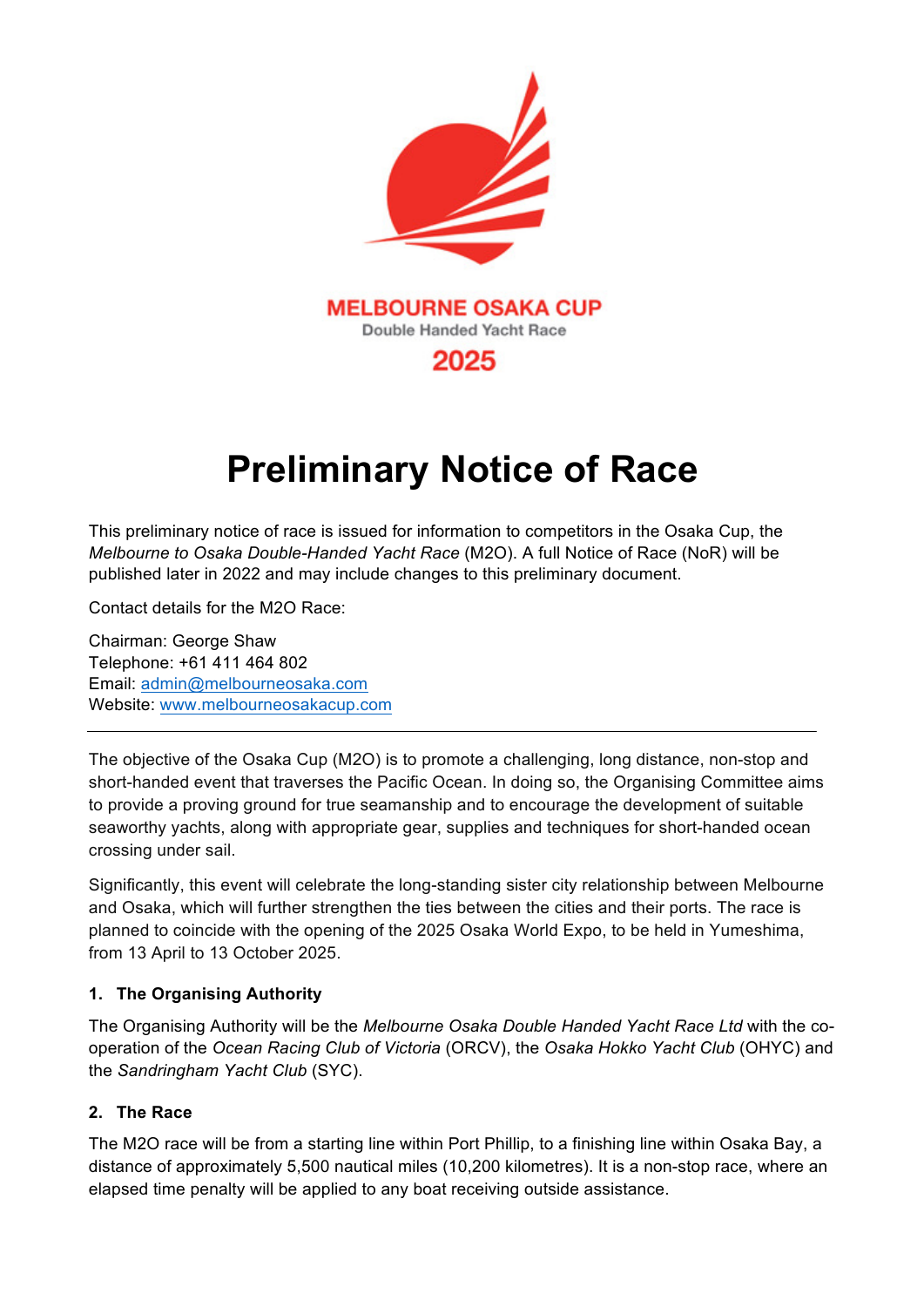MELBOURNE OSAKA CUP

Double Handed Yacht Race

2025

# Preliminary Notice of Race

This preliminary notice of race is issued for information to competitors in the Osaka Cup, the *Melbourne to Osaka Double-Handed Yacht Race* (M2O). A full Notice of Race (NoR) will be published later in 2022 and may include changes to this preliminary document.

Contact details for the M2O Race:

Chairman: George Shaw
Telephone: +61 411 464 802
Email: [admin@melbourneosaka.com](mailto:admin@melbourneosaka.com)
Website: [www.melbourneosakacup.com](http://www.melbourneosakacup.com)

---

The objective of the Osaka Cup (M2O) is to promote a challenging, long distance, non-stop and short-handed event that traverses the Pacific Ocean. In doing so, the Organising Committee aims to provide a proving ground for true seamanship and to encourage the development of suitable seaworthy yachts, along with appropriate gear, supplies and techniques for short-handed ocean crossing under sail.

Significantly, this event will celebrate the long-standing sister city relationship between Melbourne and Osaka, which will further strengthen the ties between the cities and their ports. The race is planned to coincide with the opening of the 2025 Osaka World Expo, to be held in Yumeshima, from 13 April to 13 October 2025.

### 1. The Organising Authority

The Organising Authority will be the *Melbourne Osaka Double Handed Yacht Race Ltd* with the co-operation of the *Ocean Racing Club of Victoria* (ORCV), the *Osaka Hokko Yacht Club* (OHYC) and the *Sandringham Yacht Club* (SYC).

### 2. The Race

The M2O race will be from a starting line within Port Phillip, to a finishing line within Osaka Bay, a distance of approximately 5,500 nautical miles (10,200 kilometres). It is a non-stop race, where an elapsed time penalty will be applied to any boat receiving outside assistance.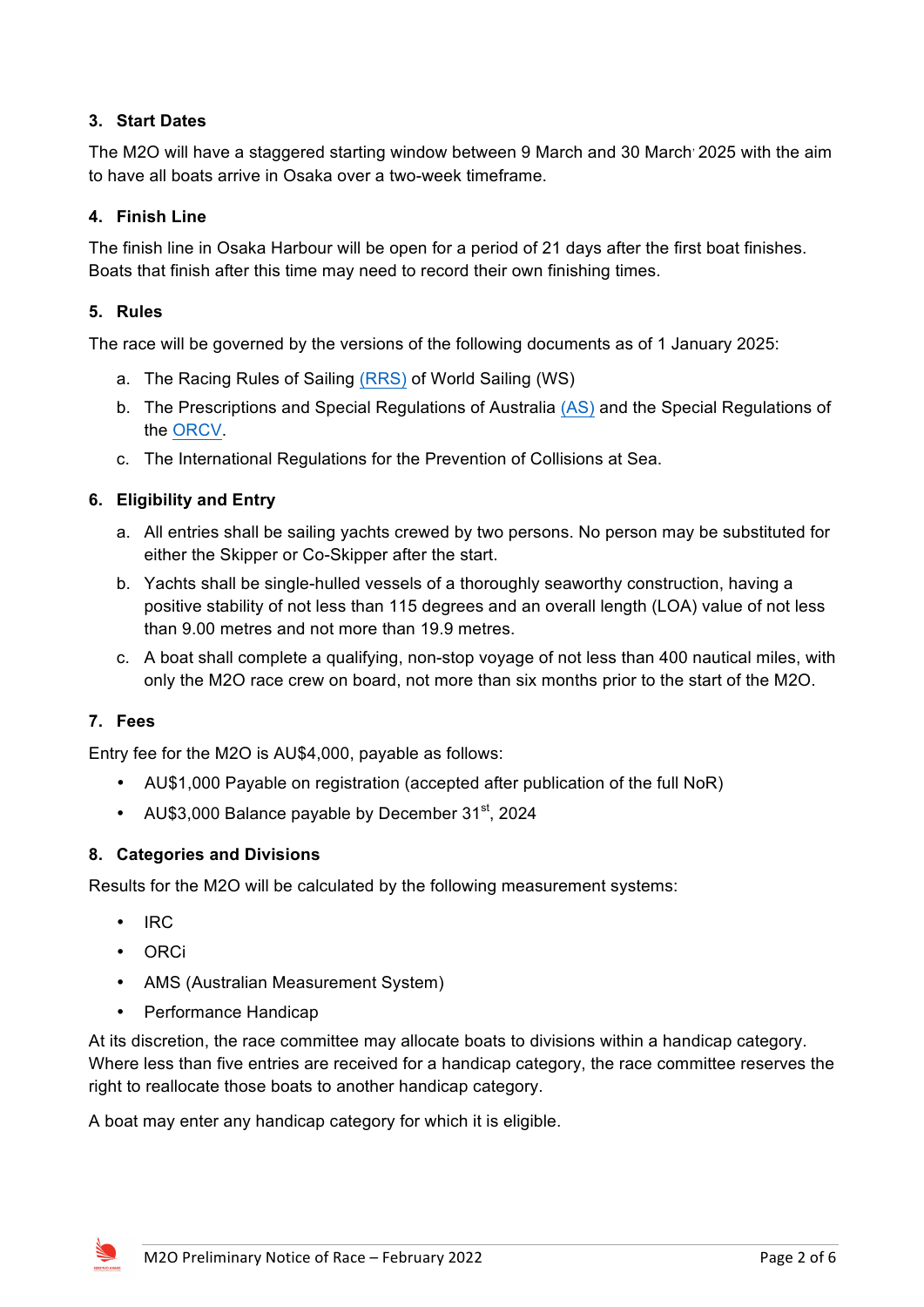## 3. Start Dates

The M2O will have a staggered starting window between 9 March and 30 March 2025 with the aim to have all boats arrive in Osaka over a two-week timeframe.

## 4. Finish Line

The finish line in Osaka Harbour will be open for a period of 21 days after the first boat finishes. Boats that finish after this time may need to record their own finishing times.

## 5. Rules

The race will be governed by the versions of the following documents as of 1 January 2025:

a. The Racing Rules of Sailing (RRS) of World Sailing (WS)
b. The Prescriptions and Special Regulations of Australia (AS) and the Special Regulations of the ORCV.
c. The International Regulations for the Prevention of Collisions at Sea.

## 6. Eligibility and Entry

a. All entries shall be sailing yachts crewed by two persons. No person may be substituted for either the Skipper or Co-Skipper after the start.
b. Yachts shall be single-hulled vessels of a thoroughly seaworthy construction, having a positive stability of not less than 115 degrees and an overall length (LOA) value of not less than 9.00 metres and not more than 19.9 metres.
c. A boat shall complete a qualifying, non-stop voyage of not less than 400 nautical miles, with only the M2O race crew on board, not more than six months prior to the start of the M2O.

## 7. Fees

Entry fee for the M2O is AU$4,000, payable as follows:

- AU$1,000 Payable on registration (accepted after publication of the full NoR)
- AU$3,000 Balance payable by December 31st, 2024

## 8. Categories and Divisions

Results for the M2O will be calculated by the following measurement systems:

- IRC
- ORCi
- AMS (Australian Measurement System)
- Performance Handicap

At its discretion, the race committee may allocate boats to divisions within a handicap category. Where less than five entries are received for a handicap category, the race committee reserves the right to reallocate those boats to another handicap category.

A boat may enter any handicap category for which it is eligible.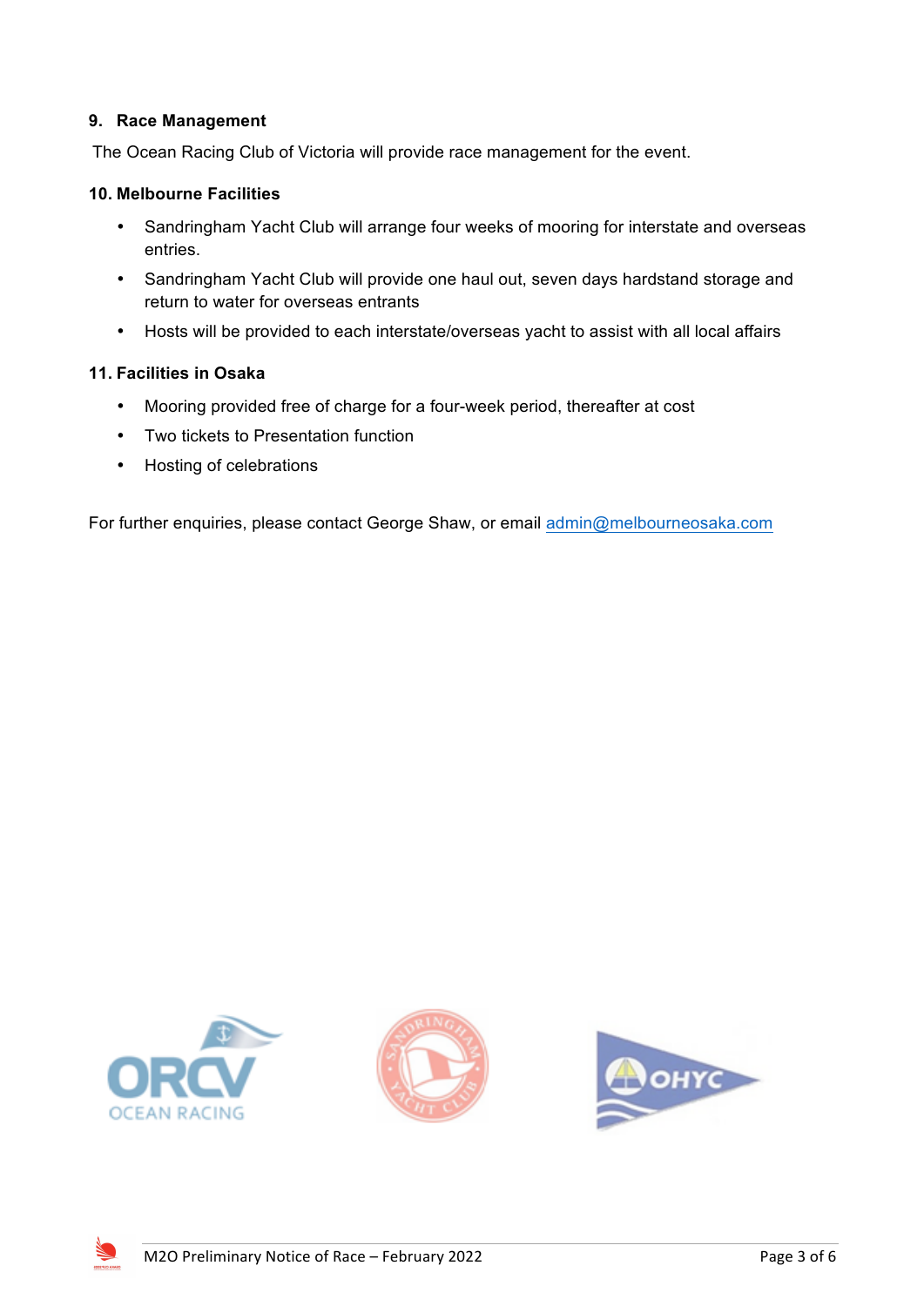### 9. Race Management

The Ocean Racing Club of Victoria will provide race management for the event.

### 10. Melbourne Facilities

- Sandringham Yacht Club will arrange four weeks of mooring for interstate and overseas entries.
- Sandringham Yacht Club will provide one haul out, seven days hardstand storage and return to water for overseas entrants
- Hosts will be provided to each interstate/overseas yacht to assist with all local affairs

### 11. Facilities in Osaka

- Mooring provided free of charge for a four-week period, thereafter at cost
- Two tickets to Presentation function
- Hosting of celebrations

For further enquiries, please contact George Shaw, or email admin@melbourneosaka.com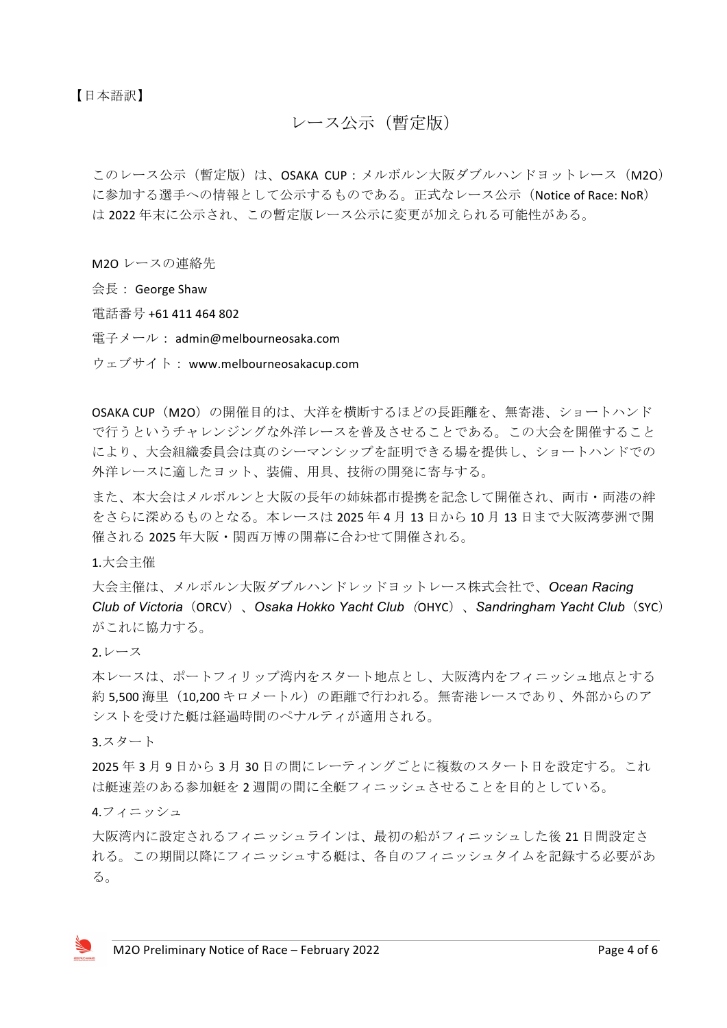【日本語訳】

# レース公示（暫定版）

このレース公示（暫定版）は、OSAKA CUP：メルボルン大阪ダブルハンドヨットレース（M2O）に参加する選手への情報として公示するものである。正式なレース公示（Notice of Race: NoR）は 2022 年末に公示され、この暫定版レース公示に変更が加えられる可能性がある。

M2O レースの連絡先

会長： George Shaw

電話番号 +61 411 464 802

電子メール： admin@melbourneosaka.com

ウェブサイト： www.melbourneosakacup.com

OSAKA CUP（M2O）の開催目的は、大洋を横断するほどの長距離を、無寄港、ショートハンドで行うというチャレンジングな外洋レースを普及させることである。この大会を開催することにより、大会組織委員会は真のシーマンシップを証明できる場を提供し、ショートハンドでの外洋レースに適したヨット、装備、用具、技術の開発に寄与する。

また、本大会はメルボルンと大阪の長年の姉妹都市提携を記念して開催され、両市・両港の絆をさらに深めるものとなる。本レースは 2025 年 4 月 13 日から 10 月 13 日まで大阪湾夢洲で開催される 2025 年大阪・関西万博の開幕に合わせて開催される。

1.大会主催

大会主催は、メルボルン大阪ダブルハンドレッドヨットレース株式会社で、*Ocean Racing Club of Victoria*（ORCV）、*Osaka Hokko Yacht Club*（OHYC）、*Sandringham Yacht Club*（SYC）がこれに協力する。

2.レース

本レースは、ポートフィリップ湾内をスタート地点とし、大阪湾内をフィニッシュ地点とする約 5,500 海里（10,200 キロメートル）の距離で行われる。無寄港レースであり、外部からのアシストを受けた艇は経過時間のペナルティが適用される。

3.スタート

2025 年 3 月 9 日から 3 月 30 日の間にレーティングごとに複数のスタート日を設定する。これは艇速差のある参加艇を 2 週間の間に全艇フィニッシュさせることを目的としている。

4.フィニッシュ

大阪湾内に設定されるフィニッシュラインは、最初の船がフィニッシュした後 21 日間設定される。この期間以降にフィニッシュする艇は、各自のフィニッシュタイムを記録する必要がある。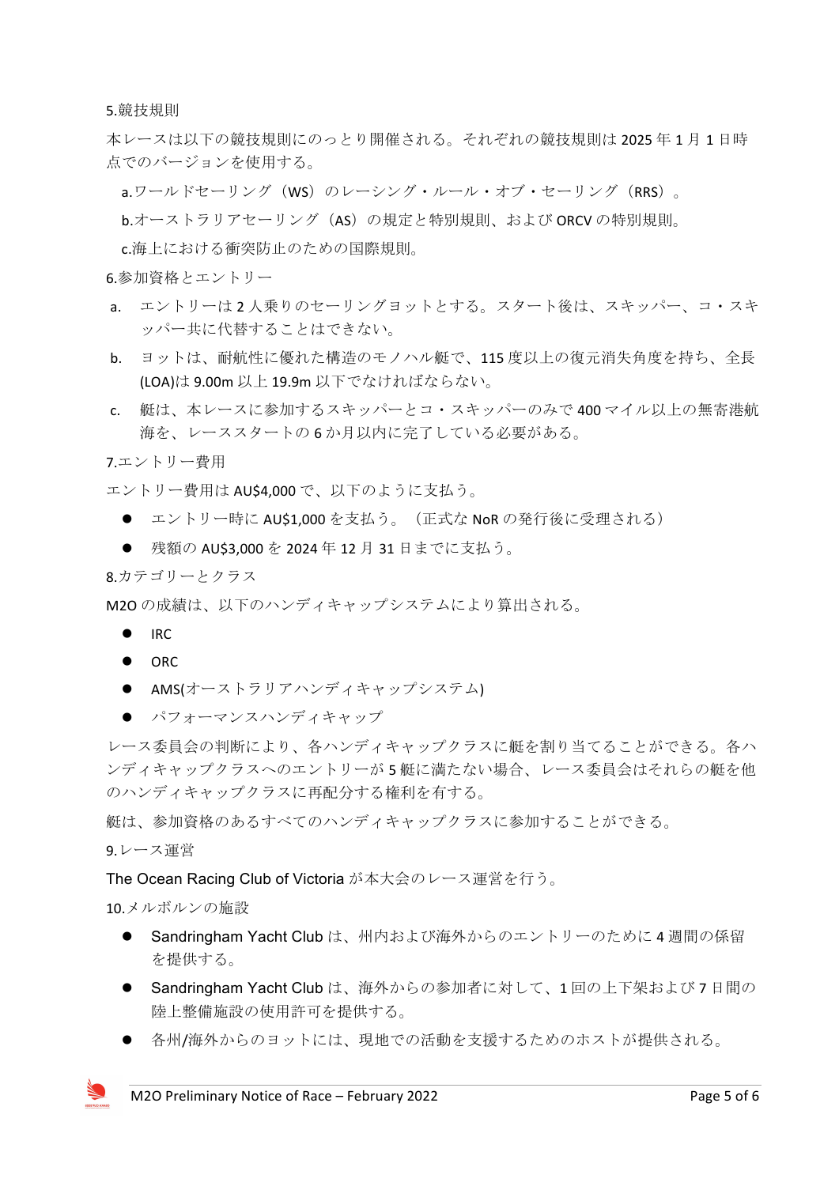5.競技規則

本レースは以下の競技規則にのっとり開催される。それぞれの競技規則は 2025 年 1 月 1 日時点でのバージョンを使用する。

a.ワールドセーリング（WS）のレーシング・ルール・オブ・セーリング（RRS）。

b.オーストラリアセーリング（AS）の規定と特別規則、および ORCV の特別規則。

c.海上における衝突防止のための国際規則。

6.参加資格とエントリー

a. エントリーは 2 人乗りのセーリングヨットとする。スタート後は、スキッパー、コ・スキッパー共に代替することはできない。

b. ヨットは、耐航性に優れた構造のモノハル艇で、115 度以上の復元消失角度を持ち、全長(LOA)は 9.00m 以上 19.9m 以下でなければならない。

c. 艇は、本レースに参加するスキッパーとコ・スキッパーのみで 400 マイル以上の無寄港航海を、レーススタートの 6 か月以内に完了している必要がある。

7.エントリー費用

エントリー費用は AU$4,000 で、以下のように支払う。

- エントリー時に AU$1,000 を支払う。（正式な NoR の発行後に受理される）
- 残額の AU$3,000 を 2024 年 12 月 31 日までに支払う。

8.カテゴリーとクラス

M2O の成績は、以下のハンディキャップシステムにより算出される。

- IRC
- ORC
- AMS(オーストラリアハンディキャップシステム)
- パフォーマンスハンディキャップ

レース委員会の判断により、各ハンディキャップクラスに艇を割り当てることができる。各ハンディキャップクラスへのエントリーが 5 艇に満たない場合、レース委員会はそれらの艇を他のハンディキャップクラスに再配分する権利を有する。

艇は、参加資格のあるすべてのハンディキャップクラスに参加することができる。

9.レース運営

The Ocean Racing Club of Victoria が本大会のレース運営を行う。

10.メルボルンの施設

- Sandringham Yacht Club は、州内および海外からのエントリーのために 4 週間の係留を提供する。
- Sandringham Yacht Club は、海外からの参加者に対して、1 回の上下架および 7 日間の陸上整備施設の使用許可を提供する。
- 各州/海外からのヨットには、現地での活動を支援するためのホストが提供される。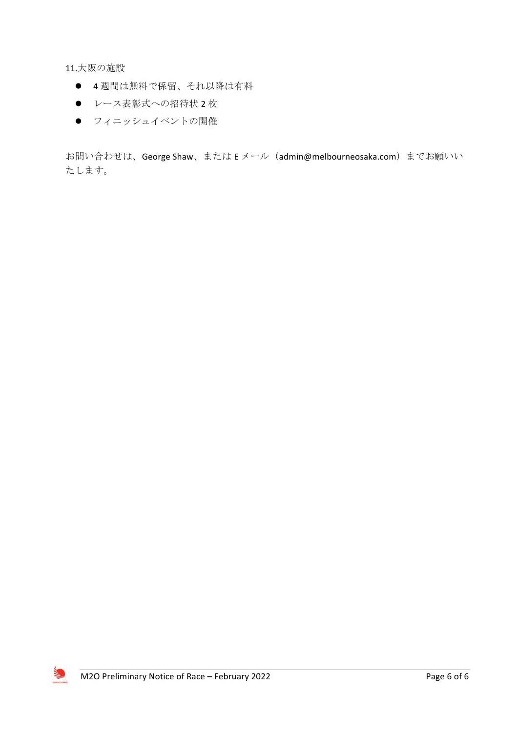11.大阪の施設

- 4 週間は無料で係留、それ以降は有料
- レース表彰式への招待状 2 枚
- フィニッシュイベントの開催

お問い合わせは、George Shaw、または E メール（admin@melbourneosaka.com）までお願いいたします。